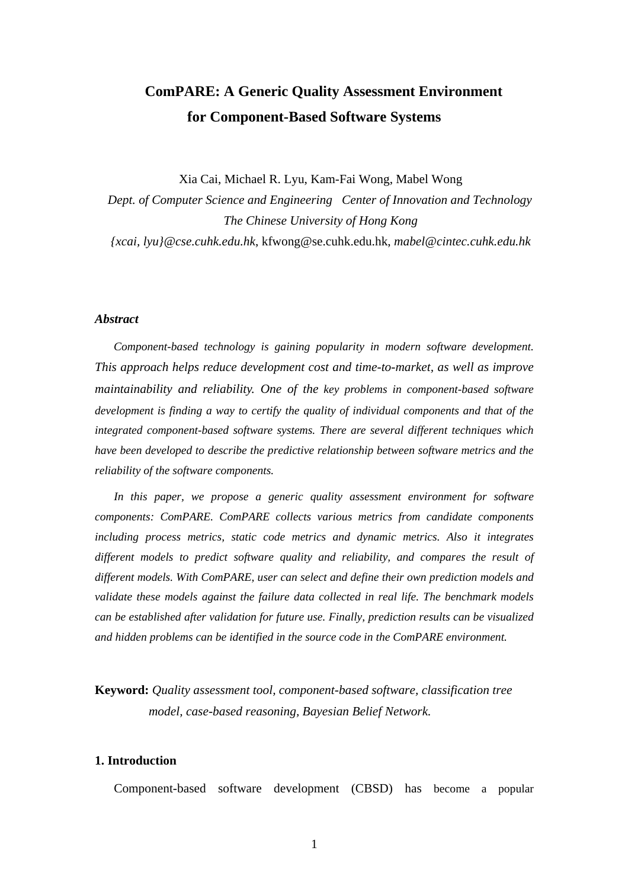# ComPARE: A Generic Quality Assessment Environment for Component-Based Software Systems

Xia Cai, Michael R. Lyu, Kam-Fai Wong, Mabel Wong

*Dept. of Computer Science and Engineering   Center of Innovation and Technology*

*The Chinese University of Hong Kong*

*{xcai, lyu}@cse.cuhk.edu.hk*, kfwong@se.cuhk.edu.hk, *mabel@cintec.cuhk.edu.hk*

### *Abstract*

*Component-based technology is gaining popularity in modern software development. This approach helps reduce development cost and time-to-market, as well as improve maintainability and reliability. One of the key problems in component-based software development is finding a way to certify the quality of individual components and that of the integrated component-based software systems. There are several different techniques which have been developed to describe the predictive relationship between software metrics and the reliability of the software components.*

*In this paper, we propose a generic quality assessment environment for software components: ComPARE. ComPARE collects various metrics from candidate components including process metrics, static code metrics and dynamic metrics. Also it integrates different models to predict software quality and reliability, and compares the result of different models. With ComPARE, user can select and define their own prediction models and validate these models against the failure data collected in real life. The benchmark models can be established after validation for future use. Finally, prediction results can be visualized and hidden problems can be identified in the source code in the ComPARE environment.*

**Keyword:** *Quality assessment tool, component-based software, classification tree model, case-based reasoning, Bayesian Belief Network.*

## 1. Introduction

Component-based software development (CBSD) has become a popular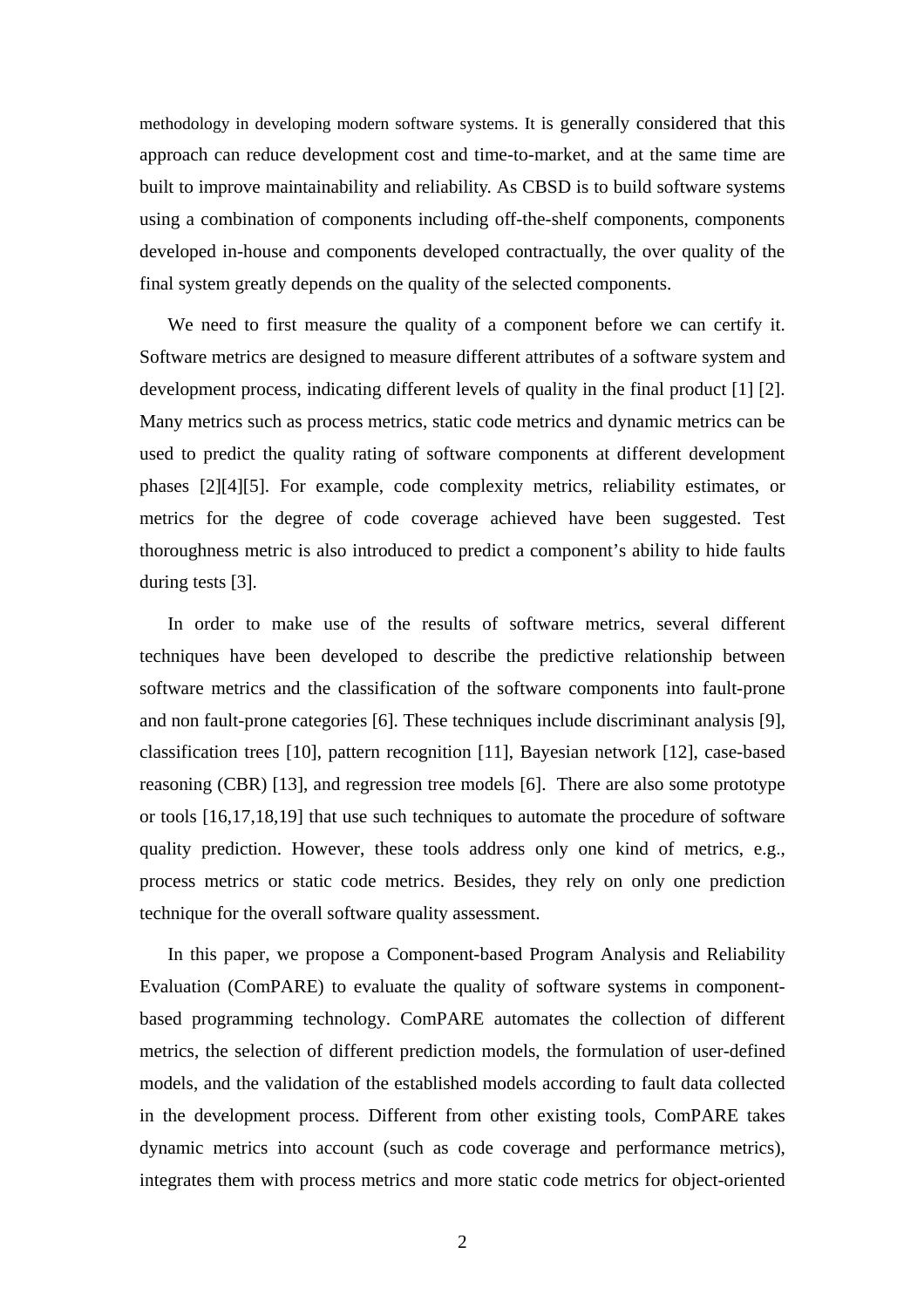methodology in developing modern software systems. It is generally considered that this approach can reduce development cost and time-to-market, and at the same time are built to improve maintainability and reliability. As CBSD is to build software systems using a combination of components including off-the-shelf components, components developed in-house and components developed contractually, the over quality of the final system greatly depends on the quality of the selected components.

We need to first measure the quality of a component before we can certify it. Software metrics are designed to measure different attributes of a software system and development process, indicating different levels of quality in the final product [1] [2]. Many metrics such as process metrics, static code metrics and dynamic metrics can be used to predict the quality rating of software components at different development phases [2][4][5]. For example, code complexity metrics, reliability estimates, or metrics for the degree of code coverage achieved have been suggested. Test thoroughness metric is also introduced to predict a component's ability to hide faults during tests [3].

In order to make use of the results of software metrics, several different techniques have been developed to describe the predictive relationship between software metrics and the classification of the software components into fault-prone and non fault-prone categories [6]. These techniques include discriminant analysis [9], classification trees [10], pattern recognition [11], Bayesian network [12], case-based reasoning (CBR) [13], and regression tree models [6]. There are also some prototype or tools [16,17,18,19] that use such techniques to automate the procedure of software quality prediction. However, these tools address only one kind of metrics, e.g., process metrics or static code metrics. Besides, they rely on only one prediction technique for the overall software quality assessment.

In this paper, we propose a Component-based Program Analysis and Reliability Evaluation (ComPARE) to evaluate the quality of software systems in component-based programming technology. ComPARE automates the collection of different metrics, the selection of different prediction models, the formulation of user-defined models, and the validation of the established models according to fault data collected in the development process. Different from other existing tools, ComPARE takes dynamic metrics into account (such as code coverage and performance metrics), integrates them with process metrics and more static code metrics for object-oriented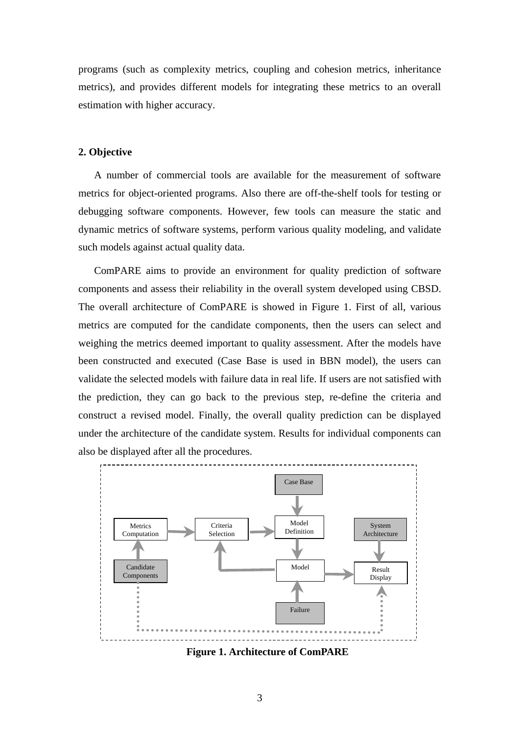programs (such as complexity metrics, coupling and cohesion metrics, inheritance metrics), and provides different models for integrating these metrics to an overall estimation with higher accuracy.

## 2. Objective

A number of commercial tools are available for the measurement of software metrics for object-oriented programs. Also there are off-the-shelf tools for testing or debugging software components. However, few tools can measure the static and dynamic metrics of software systems, perform various quality modeling, and validate such models against actual quality data.

ComPARE aims to provide an environment for quality prediction of software components and assess their reliability in the overall system developed using CBSD. The overall architecture of ComPARE is showed in Figure 1. First of all, various metrics are computed for the candidate components, then the users can select and weighing the metrics deemed important to quality assessment. After the models have been constructed and executed (Case Base is used in BBN model), the users can validate the selected models with failure data in real life. If users are not satisfied with the prediction, they can go back to the previous step, re-define the criteria and construct a revised model. Finally, the overall quality prediction can be displayed under the architecture of the candidate system. Results for individual components can also be displayed after all the procedures.

Case Base

Metrics Computation | Criteria Selection | Model Definition | System Architecture

Candidate Components | Model | Result Display

Failure

**Figure 1. Architecture of ComPARE**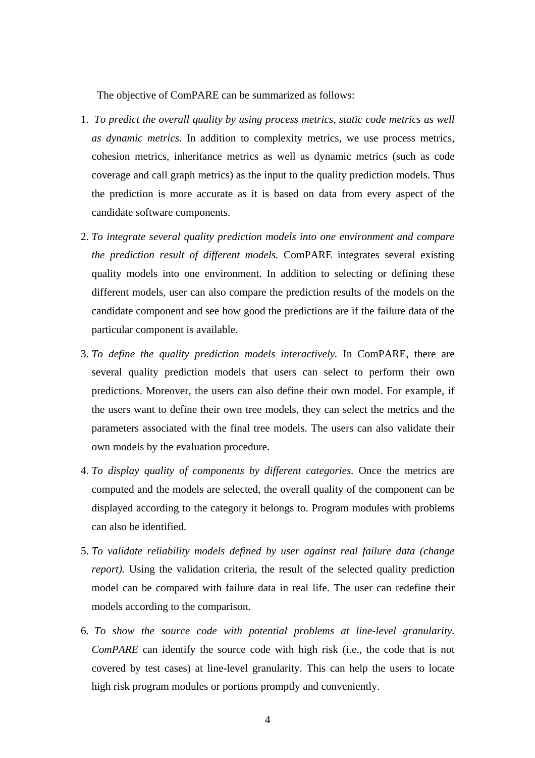The objective of ComPARE can be summarized as follows:

1. *To predict the overall quality by using process metrics, static code metrics as well as dynamic metrics.* In addition to complexity metrics, we use process metrics, cohesion metrics, inheritance metrics as well as dynamic metrics (such as code coverage and call graph metrics) as the input to the quality prediction models. Thus the prediction is more accurate as it is based on data from every aspect of the candidate software components.

2. *To integrate several quality prediction models into one environment and compare the prediction result of different models.* ComPARE integrates several existing quality models into one environment. In addition to selecting or defining these different models, user can also compare the prediction results of the models on the candidate component and see how good the predictions are if the failure data of the particular component is available.

3. *To define the quality prediction models interactively.* In ComPARE, there are several quality prediction models that users can select to perform their own predictions. Moreover, the users can also define their own model. For example, if the users want to define their own tree models, they can select the metrics and the parameters associated with the final tree models. The users can also validate their own models by the evaluation procedure.

4. *To display quality of components by different categories.* Once the metrics are computed and the models are selected, the overall quality of the component can be displayed according to the category it belongs to. Program modules with problems can also be identified.

5. *To validate reliability models defined by user against real failure data (change report).* Using the validation criteria, the result of the selected quality prediction model can be compared with failure data in real life. The user can redefine their models according to the comparison.

6. *To show the source code with potential problems at line-level granularity. ComPARE* can identify the source code with high risk (i.e., the code that is not covered by test cases) at line-level granularity. This can help the users to locate high risk program modules or portions promptly and conveniently.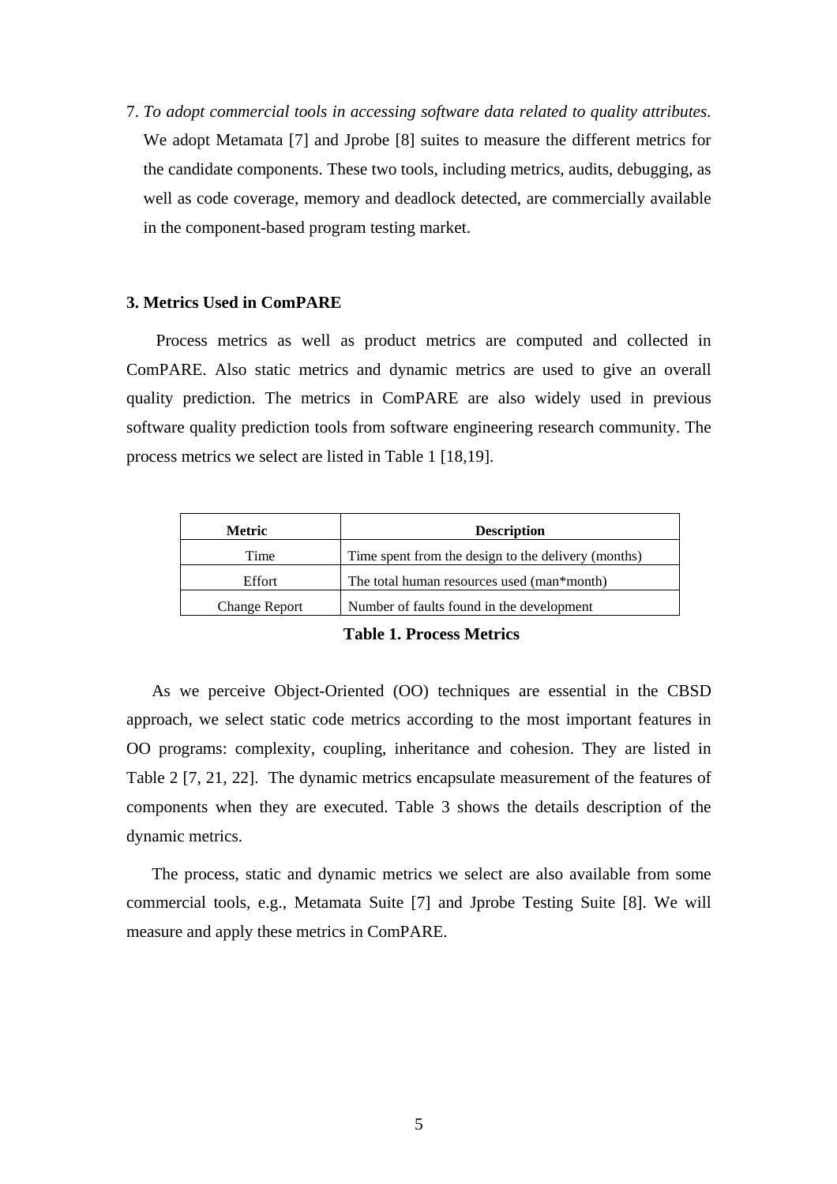7. *To adopt commercial tools in accessing software data related to quality attributes.* We adopt Metamata [7] and Jprobe [8] suites to measure the different metrics for the candidate components. These two tools, including metrics, audits, debugging, as well as code coverage, memory and deadlock detected, are commercially available in the component-based program testing market.

## 3. Metrics Used in ComPARE

Process metrics as well as product metrics are computed and collected in ComPARE. Also static metrics and dynamic metrics are used to give an overall quality prediction. The metrics in ComPARE are also widely used in previous software quality prediction tools from software engineering research community. The process metrics we select are listed in Table 1 [18,19].

| Metric | Description |
|---|---|
| Time | Time spent from the design to the delivery (months) |
| Effort | The total human resources used (man*month) |
| Change Report | Number of faults found in the development |

**Table 1. Process Metrics**

As we perceive Object-Oriented (OO) techniques are essential in the CBSD approach, we select static code metrics according to the most important features in OO programs: complexity, coupling, inheritance and cohesion. They are listed in Table 2 [7, 21, 22]. The dynamic metrics encapsulate measurement of the features of components when they are executed. Table 3 shows the details description of the dynamic metrics.

The process, static and dynamic metrics we select are also available from some commercial tools, e.g., Metamata Suite [7] and Jprobe Testing Suite [8]. We will measure and apply these metrics in ComPARE.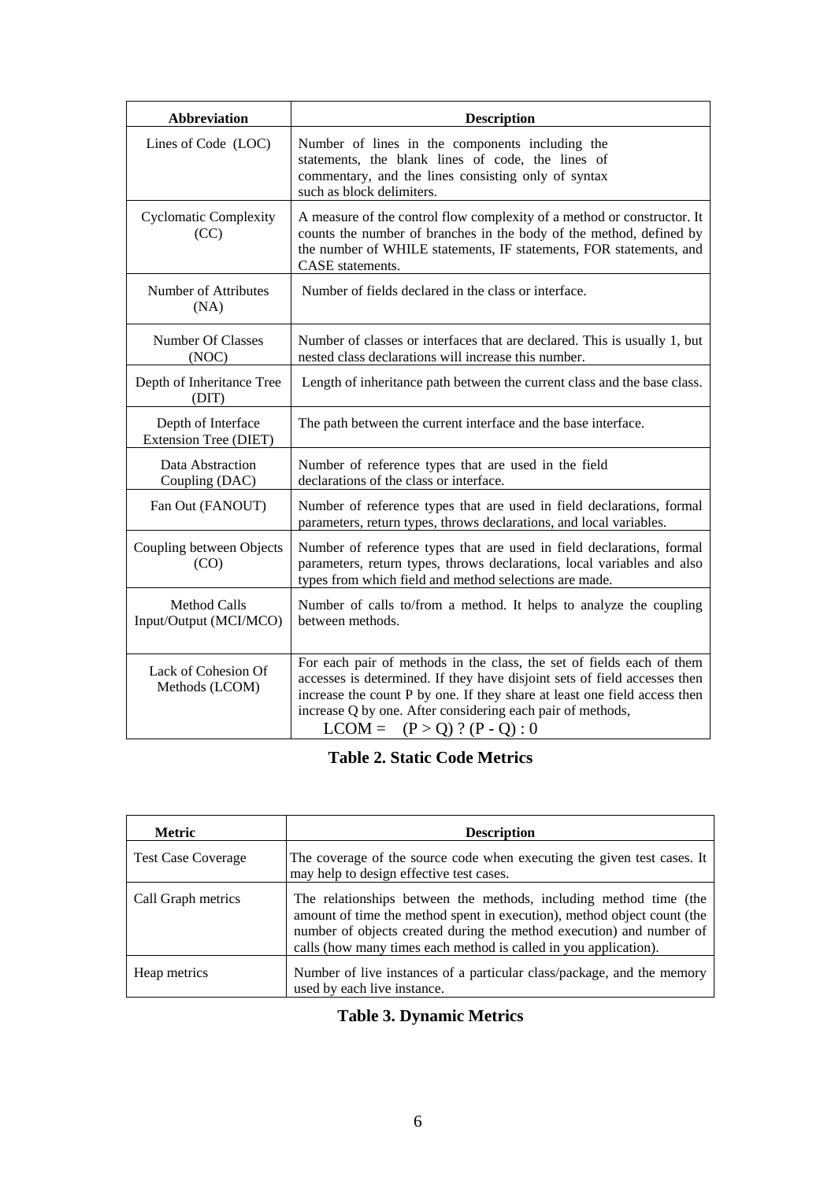| Abbreviation | Description |
|---|---|
| Lines of Code (LOC) | Number of lines in the components including the statements, the blank lines of code, the lines of commentary, and the lines consisting only of syntax such as block delimiters. |
| Cyclomatic Complexity (CC) | A measure of the control flow complexity of a method or constructor. It counts the number of branches in the body of the method, defined by the number of WHILE statements, IF statements, FOR statements, and CASE statements. |
| Number of Attributes (NA) | Number of fields declared in the class or interface. |
| Number Of Classes (NOC) | Number of classes or interfaces that are declared. This is usually 1, but nested class declarations will increase this number. |
| Depth of Inheritance Tree (DIT) | Length of inheritance path between the current class and the base class. |
| Depth of Interface Extension Tree (DIET) | The path between the current interface and the base interface. |
| Data Abstraction Coupling (DAC) | Number of reference types that are used in the field declarations of the class or interface. |
| Fan Out (FANOUT) | Number of reference types that are used in field declarations, formal parameters, return types, throws declarations, and local variables. |
| Coupling between Objects (CO) | Number of reference types that are used in field declarations, formal parameters, return types, throws declarations, local variables and also types from which field and method selections are made. |
| Method Calls Input/Output (MCI/MCO) | Number of calls to/from a method. It helps to analyze the coupling between methods. |
| Lack of Cohesion Of Methods (LCOM) | For each pair of methods in the class, the set of fields each of them accesses is determined. If they have disjoint sets of field accesses then increase the count P by one. If they share at least one field access then increase Q by one. After considering each pair of methods, $LCOM = (P > Q) ? (P - Q) : 0$ |

**Table 2. Static Code Metrics**

| Metric | Description |
|---|---|
| Test Case Coverage | The coverage of the source code when executing the given test cases. It may help to design effective test cases. |
| Call Graph metrics | The relationships between the methods, including method time (the amount of time the method spent in execution), method object count (the number of objects created during the method execution) and number of calls (how many times each method is called in you application). |
| Heap metrics | Number of live instances of a particular class/package, and the memory used by each live instance. |

**Table 3. Dynamic Metrics**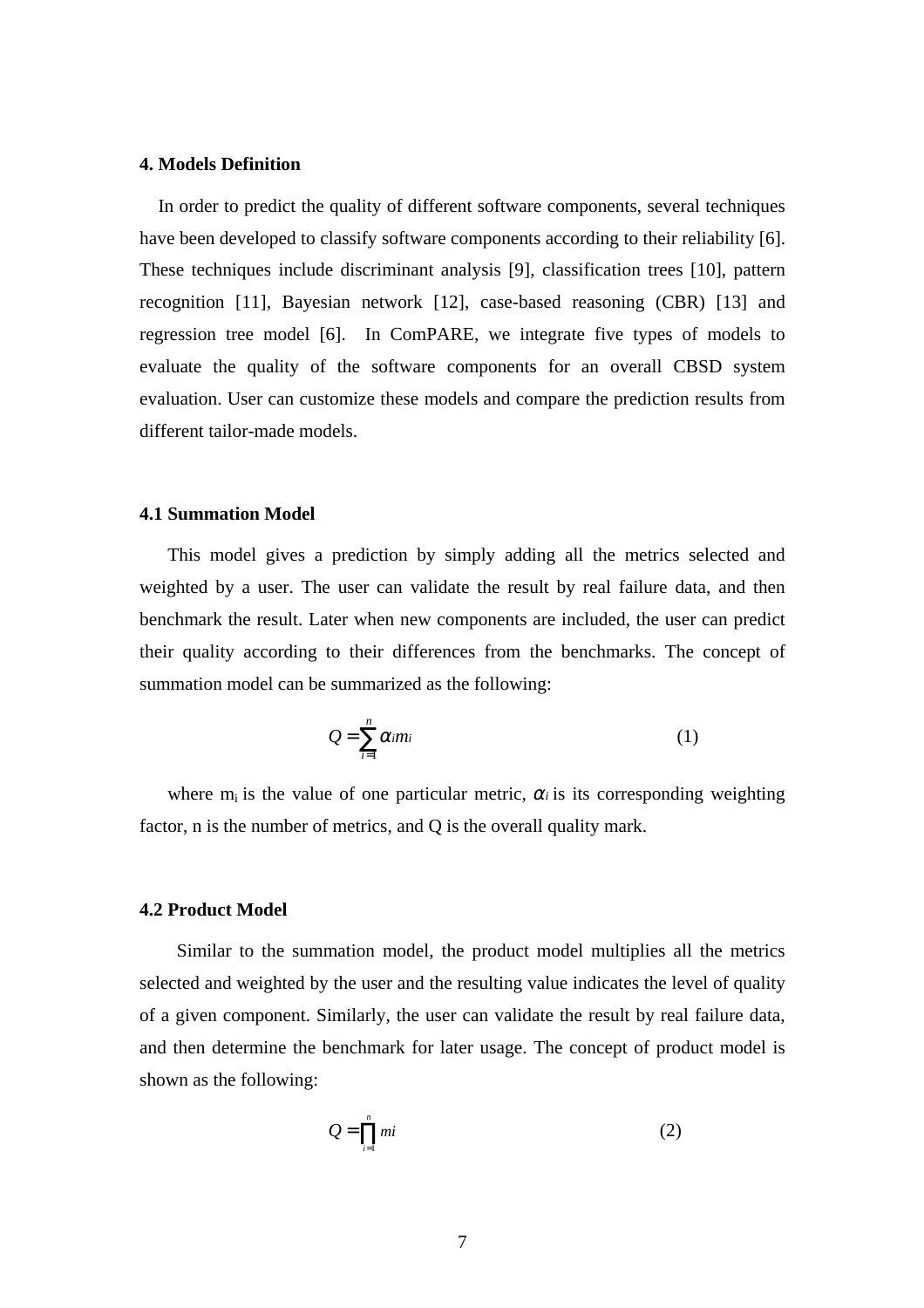## 4. Models Definition

In order to predict the quality of different software components, several techniques have been developed to classify software components according to their reliability [6]. These techniques include discriminant analysis [9], classification trees [10], pattern recognition [11], Bayesian network [12], case-based reasoning (CBR) [13] and regression tree model [6]. In ComPARE, we integrate five types of models to evaluate the quality of the software components for an overall CBSD system evaluation. User can customize these models and compare the prediction results from different tailor-made models.

### 4.1 Summation Model

This model gives a prediction by simply adding all the metrics selected and weighted by a user. The user can validate the result by real failure data, and then benchmark the result. Later when new components are included, the user can predict their quality according to their differences from the benchmarks. The concept of summation model can be summarized as the following:

$$Q = \sum_{i=1}^{n} \alpha_i m_i \tag{1}$$

where $m_i$ is the value of one particular metric, $\alpha_i$ is its corresponding weighting factor, n is the number of metrics, and Q is the overall quality mark.

### 4.2 Product Model

Similar to the summation model, the product model multiplies all the metrics selected and weighted by the user and the resulting value indicates the level of quality of a given component. Similarly, the user can validate the result by real failure data, and then determine the benchmark for later usage. The concept of product model is shown as the following:

$$Q = \prod_{i=1}^{n} m_i \tag{2}$$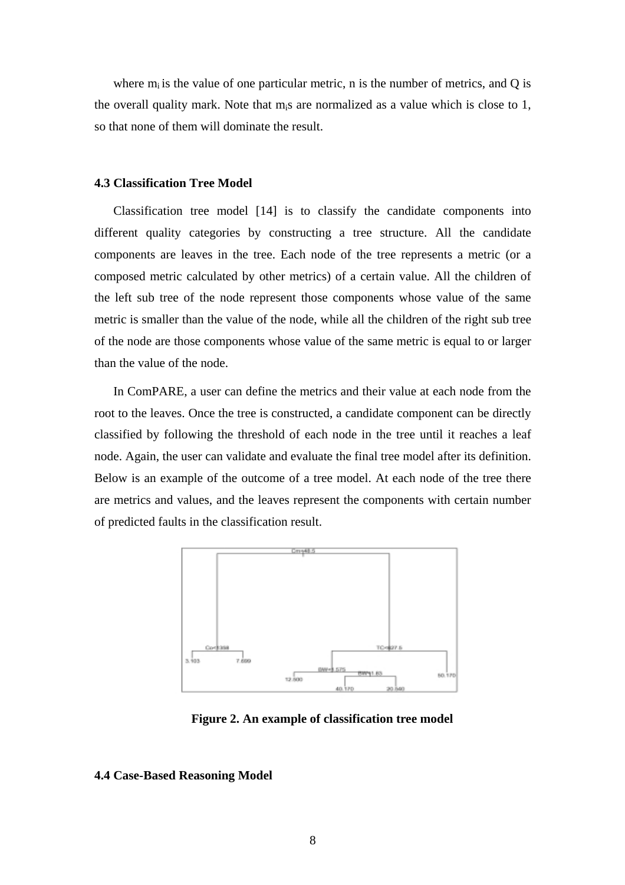where $m_i$ is the value of one particular metric, n is the number of metrics, and Q is the overall quality mark. Note that $m_i$s are normalized as a value which is close to 1, so that none of them will dominate the result.

### 4.3 Classification Tree Model

Classification tree model [14] is to classify the candidate components into different quality categories by constructing a tree structure. All the candidate components are leaves in the tree. Each node of the tree represents a metric (or a composed metric calculated by other metrics) of a certain value. All the children of the left sub tree of the node represent those components whose value of the same metric is smaller than the value of the node, while all the children of the right sub tree of the node are those components whose value of the same metric is equal to or larger than the value of the node.

In ComPARE, a user can define the metrics and their value at each node from the root to the leaves. Once the tree is constructed, a candidate component can be directly classified by following the threshold of each node in the tree until it reaches a leaf node. Again, the user can validate and evaluate the final tree model after its definition. Below is an example of the outcome of a tree model. At each node of the tree there are metrics and values, and the leaves represent the components with certain number of predicted faults in the classification result.

**Figure 2. An example of classification tree model**

### 4.4 Case-Based Reasoning Model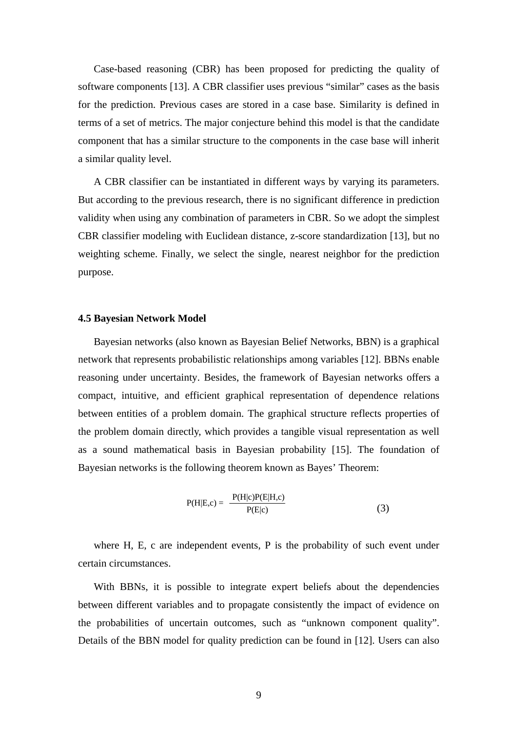Case-based reasoning (CBR) has been proposed for predicting the quality of software components [13]. A CBR classifier uses previous "similar" cases as the basis for the prediction. Previous cases are stored in a case base. Similarity is defined in terms of a set of metrics. The major conjecture behind this model is that the candidate component that has a similar structure to the components in the case base will inherit a similar quality level.

A CBR classifier can be instantiated in different ways by varying its parameters. But according to the previous research, there is no significant difference in prediction validity when using any combination of parameters in CBR. So we adopt the simplest CBR classifier modeling with Euclidean distance, z-score standardization [13], but no weighting scheme. Finally, we select the single, nearest neighbor for the prediction purpose.

### 4.5 Bayesian Network Model

Bayesian networks (also known as Bayesian Belief Networks, BBN) is a graphical network that represents probabilistic relationships among variables [12]. BBNs enable reasoning under uncertainty. Besides, the framework of Bayesian networks offers a compact, intuitive, and efficient graphical representation of dependence relations between entities of a problem domain. The graphical structure reflects properties of the problem domain directly, which provides a tangible visual representation as well as a sound mathematical basis in Bayesian probability [15]. The foundation of Bayesian networks is the following theorem known as Bayes' Theorem:

$$P(H|E,c) = \frac{P(H|c)P(E|H,c)}{P(E|c)} \qquad (3)$$

where H, E, c are independent events, P is the probability of such event under certain circumstances.

With BBNs, it is possible to integrate expert beliefs about the dependencies between different variables and to propagate consistently the impact of evidence on the probabilities of uncertain outcomes, such as "unknown component quality". Details of the BBN model for quality prediction can be found in [12]. Users can also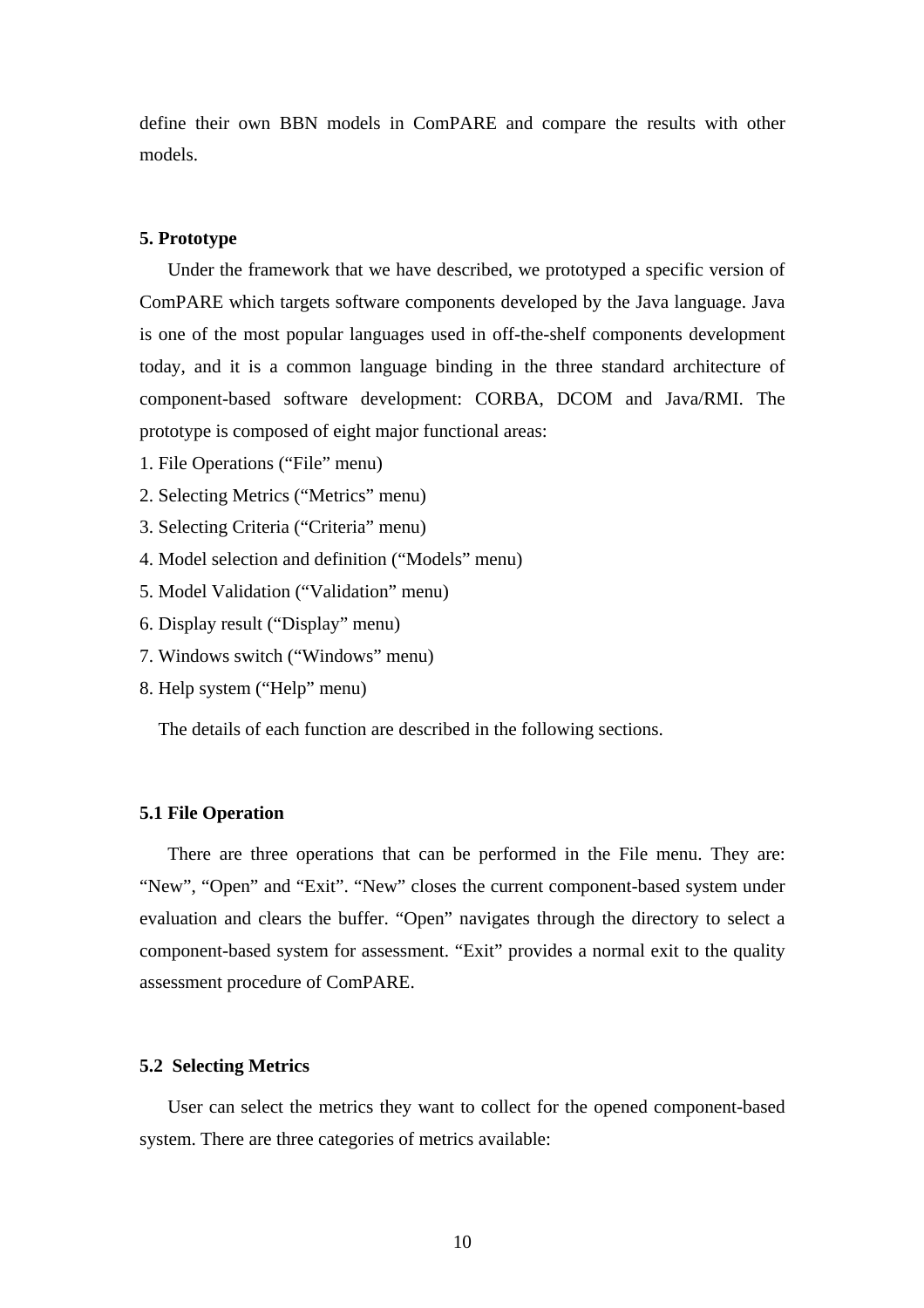define their own BBN models in ComPARE and compare the results with other models.

## 5. Prototype

Under the framework that we have described, we prototyped a specific version of ComPARE which targets software components developed by the Java language. Java is one of the most popular languages used in off-the-shelf components development today, and it is a common language binding in the three standard architecture of component-based software development: CORBA, DCOM and Java/RMI. The prototype is composed of eight major functional areas:

1. File Operations (“File” menu)
2. Selecting Metrics (“Metrics” menu)
3. Selecting Criteria (“Criteria” menu)
4. Model selection and definition (“Models” menu)
5. Model Validation (“Validation” menu)
6. Display result (“Display” menu)
7. Windows switch (“Windows” menu)
8. Help system (“Help” menu)

The details of each function are described in the following sections.

### 5.1 File Operation

There are three operations that can be performed in the File menu. They are: “New”, “Open” and “Exit”. “New” closes the current component-based system under evaluation and clears the buffer. “Open” navigates through the directory to select a component-based system for assessment. “Exit” provides a normal exit to the quality assessment procedure of ComPARE.

### 5.2 Selecting Metrics

User can select the metrics they want to collect for the opened component-based system. There are three categories of metrics available: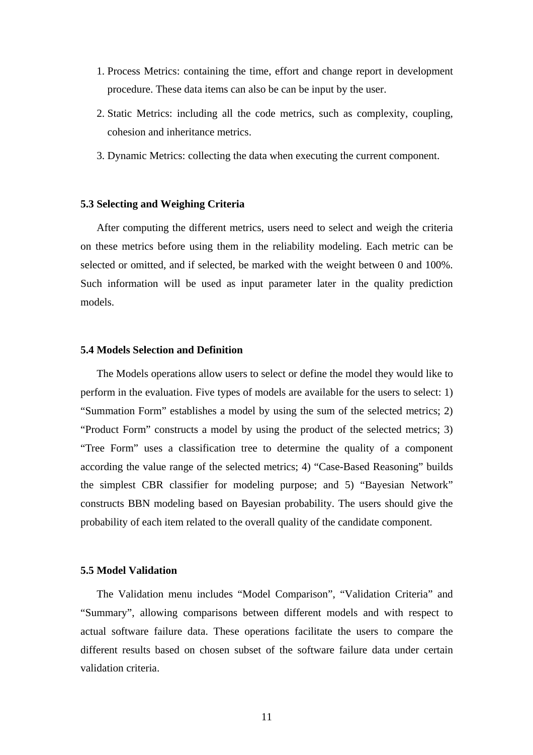1. Process Metrics: containing the time, effort and change report in development procedure. These data items can also be can be input by the user.
2. Static Metrics: including all the code metrics, such as complexity, coupling, cohesion and inheritance metrics.
3. Dynamic Metrics: collecting the data when executing the current component.

### 5.3 Selecting and Weighing Criteria

After computing the different metrics, users need to select and weigh the criteria on these metrics before using them in the reliability modeling. Each metric can be selected or omitted, and if selected, be marked with the weight between 0 and 100%. Such information will be used as input parameter later in the quality prediction models.

### 5.4 Models Selection and Definition

The Models operations allow users to select or define the model they would like to perform in the evaluation. Five types of models are available for the users to select: 1) "Summation Form" establishes a model by using the sum of the selected metrics; 2) "Product Form" constructs a model by using the product of the selected metrics; 3) "Tree Form" uses a classification tree to determine the quality of a component according the value range of the selected metrics; 4) "Case-Based Reasoning" builds the simplest CBR classifier for modeling purpose; and 5) "Bayesian Network" constructs BBN modeling based on Bayesian probability. The users should give the probability of each item related to the overall quality of the candidate component.

### 5.5 Model Validation

The Validation menu includes "Model Comparison", "Validation Criteria" and "Summary", allowing comparisons between different models and with respect to actual software failure data. These operations facilitate the users to compare the different results based on chosen subset of the software failure data under certain validation criteria.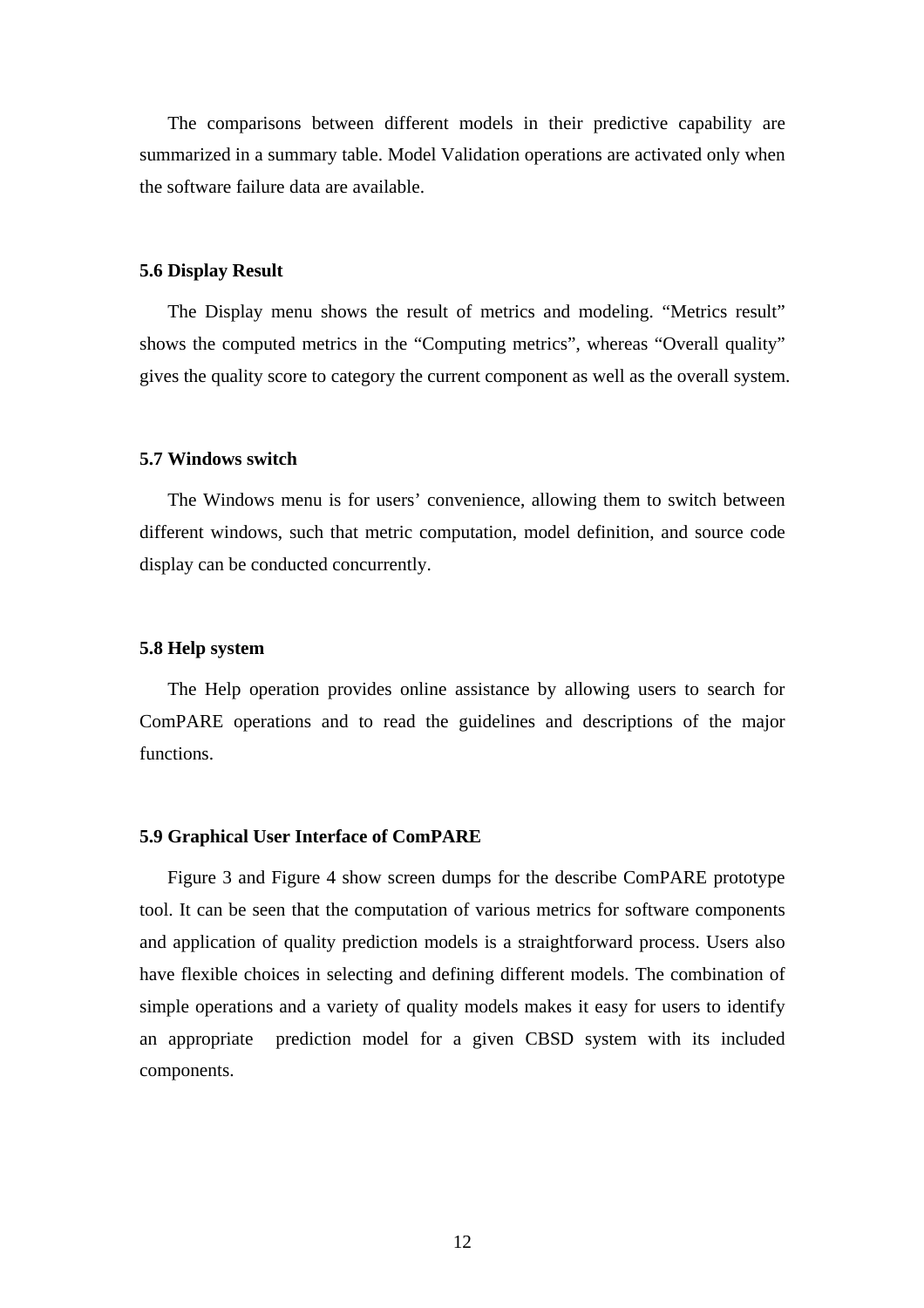The comparisons between different models in their predictive capability are summarized in a summary table. Model Validation operations are activated only when the software failure data are available.

### 5.6 Display Result

The Display menu shows the result of metrics and modeling. "Metrics result" shows the computed metrics in the "Computing metrics", whereas "Overall quality" gives the quality score to category the current component as well as the overall system.

### 5.7 Windows switch

The Windows menu is for users' convenience, allowing them to switch between different windows, such that metric computation, model definition, and source code display can be conducted concurrently.

### 5.8 Help system

The Help operation provides online assistance by allowing users to search for ComPARE operations and to read the guidelines and descriptions of the major functions.

### 5.9 Graphical User Interface of ComPARE

Figure 3 and Figure 4 show screen dumps for the describe ComPARE prototype tool. It can be seen that the computation of various metrics for software components and application of quality prediction models is a straightforward process. Users also have flexible choices in selecting and defining different models. The combination of simple operations and a variety of quality models makes it easy for users to identify an appropriate prediction model for a given CBSD system with its included components.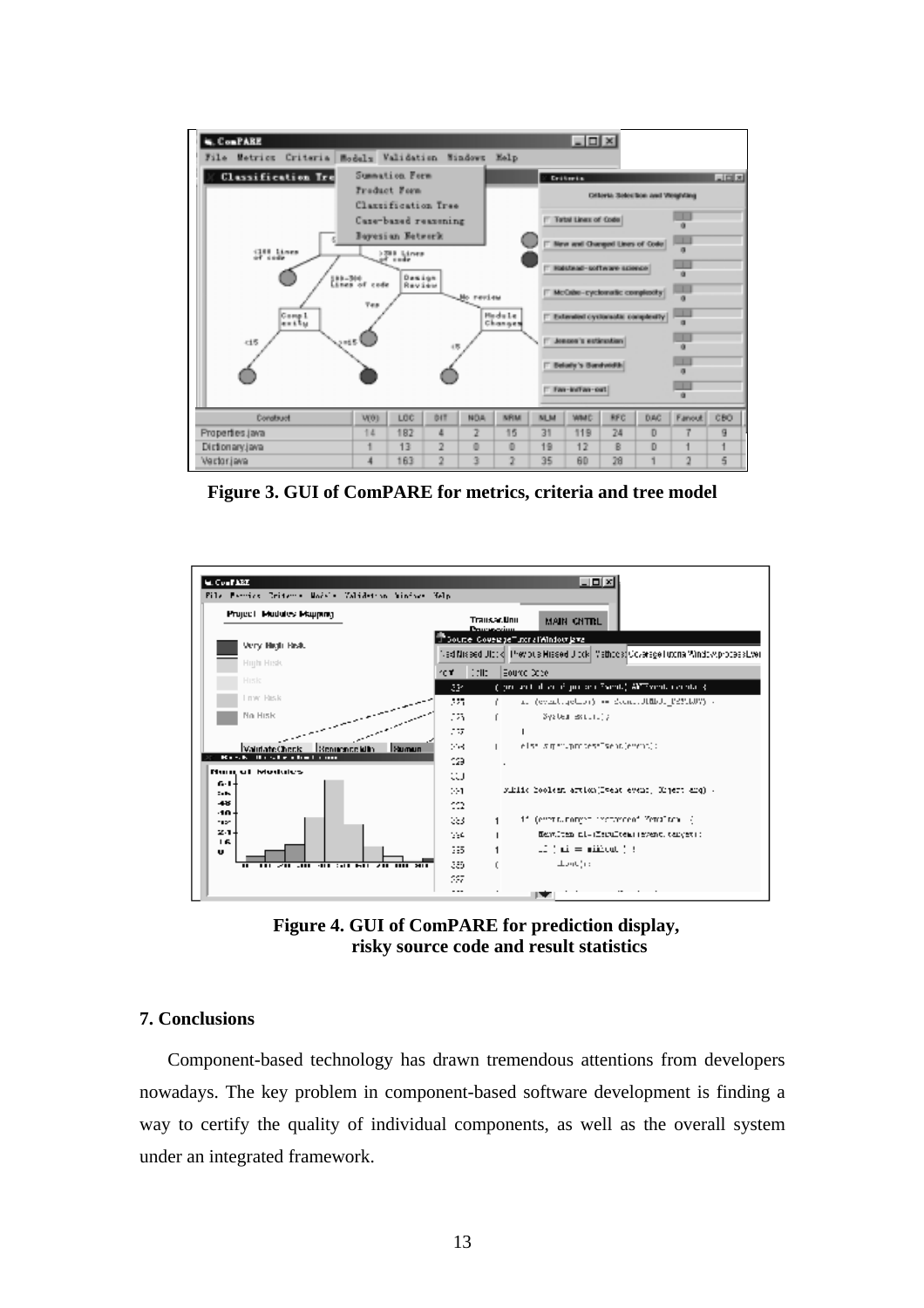**Figure 3. GUI of ComPARE for metrics, criteria and tree model**

**Figure 4. GUI of ComPARE for prediction display, risky source code and result statistics**

## 7. Conclusions

Component-based technology has drawn tremendous attentions from developers nowadays. The key problem in component-based software development is finding a way to certify the quality of individual components, as well as the overall system under an integrated framework.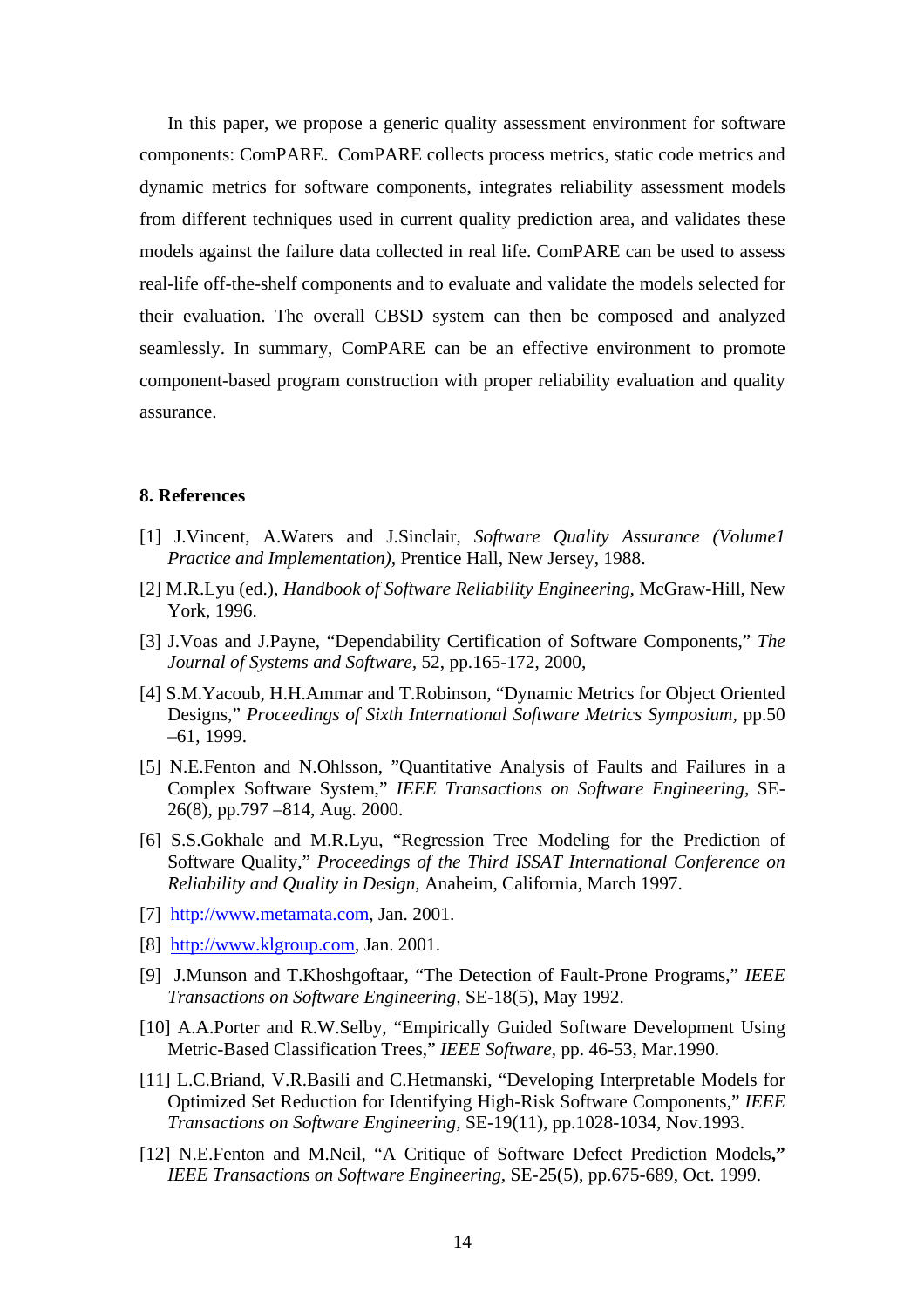In this paper, we propose a generic quality assessment environment for software components: ComPARE. ComPARE collects process metrics, static code metrics and dynamic metrics for software components, integrates reliability assessment models from different techniques used in current quality prediction area, and validates these models against the failure data collected in real life. ComPARE can be used to assess real-life off-the-shelf components and to evaluate and validate the models selected for their evaluation. The overall CBSD system can then be composed and analyzed seamlessly. In summary, ComPARE can be an effective environment to promote component-based program construction with proper reliability evaluation and quality assurance.

## 8. References

[1] J.Vincent, A.Waters and J.Sinclair, *Software Quality Assurance (Volume1 Practice and Implementation),* Prentice Hall, New Jersey, 1988.

[2] M.R.Lyu (ed.), *Handbook of Software Reliability Engineering*, McGraw-Hill, New York, 1996.

[3] J.Voas and J.Payne, "Dependability Certification of Software Components," *The Journal of Systems and Software*, 52, pp.165-172, 2000,

[4] S.M.Yacoub, H.H.Ammar and T.Robinson, "Dynamic Metrics for Object Oriented Designs," *Proceedings of Sixth International Software Metrics Symposium*, pp.50 –61, 1999.

[5] N.E.Fenton and N.Ohlsson, "Quantitative Analysis of Faults and Failures in a Complex Software System," *IEEE Transactions on Software Engineering*, SE-26(8), pp.797 –814, Aug. 2000.

[6] S.S.Gokhale and M.R.Lyu, "Regression Tree Modeling for the Prediction of Software Quality," *Proceedings of the Third ISSAT International Conference on Reliability and Quality in Design,* Anaheim, California, March 1997.

[7] http://www.metamata.com, Jan. 2001.

[8] http://www.klgroup.com, Jan. 2001.

[9] J.Munson and T.Khoshgoftaar, "The Detection of Fault-Prone Programs," *IEEE Transactions on Software Engineering,* SE-18(5), May 1992.

[10] A.A.Porter and R.W.Selby, "Empirically Guided Software Development Using Metric-Based Classification Trees," *IEEE Software*, pp. 46-53, Mar.1990.

[11] L.C.Briand, V.R.Basili and C.Hetmanski, "Developing Interpretable Models for Optimized Set Reduction for Identifying High-Risk Software Components," *IEEE Transactions on Software Engineering,* SE-19(11), pp.1028-1034, Nov.1993.

[12] N.E.Fenton and M.Neil, "A Critique of Software Defect Prediction Models," *IEEE Transactions on Software Engineering*, SE-25(5), pp.675-689, Oct. 1999.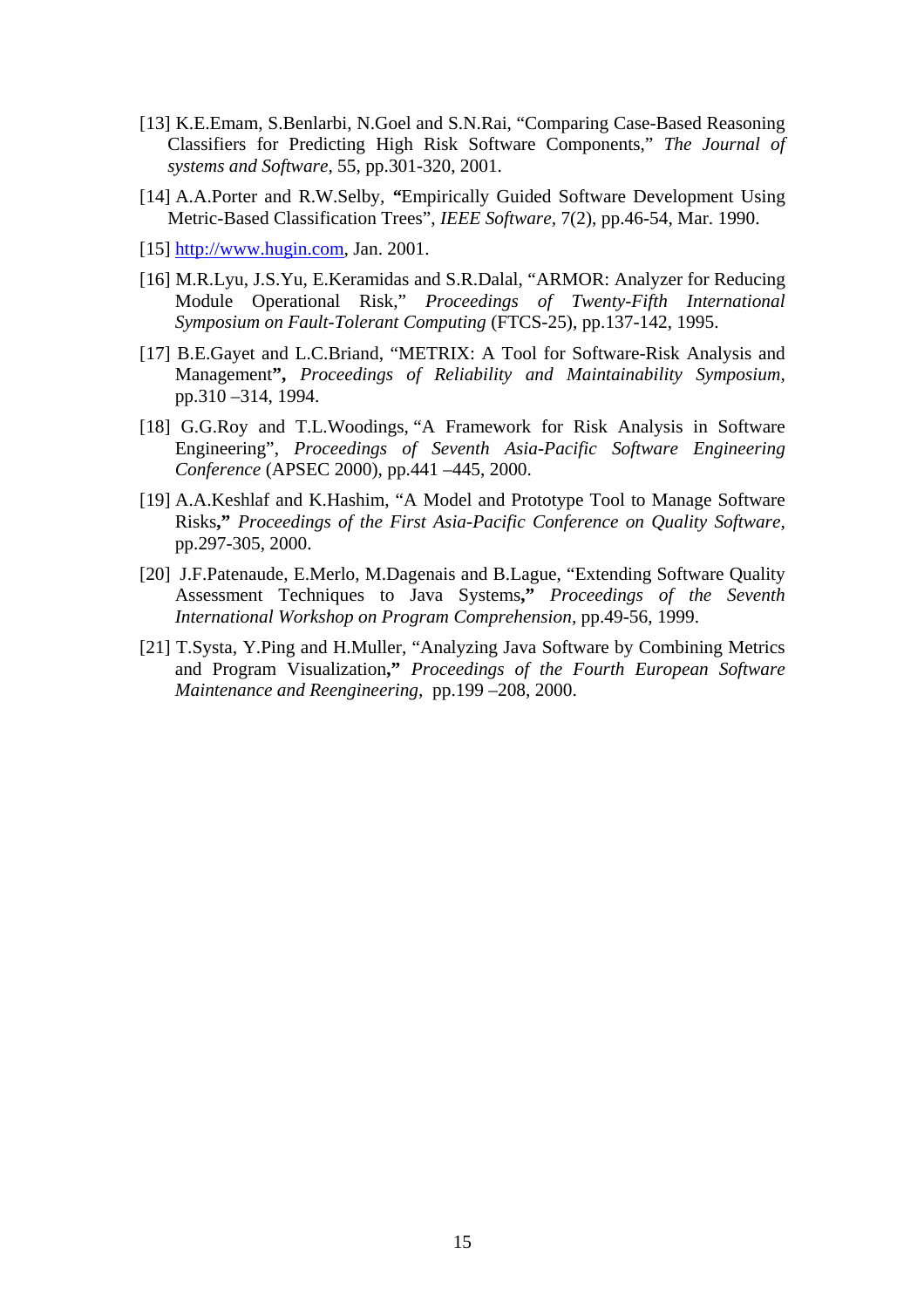[13] K.E.Emam, S.Benlarbi, N.Goel and S.N.Rai, "Comparing Case-Based Reasoning Classifiers for Predicting High Risk Software Components," *The Journal of systems and Software*, 55, pp.301-320, 2001.

[14] A.A.Porter and R.W.Selby, "Empirically Guided Software Development Using Metric-Based Classification Trees", *IEEE Software*, 7(2), pp.46-54, Mar. 1990.

[15] http://www.hugin.com, Jan. 2001.

[16] M.R.Lyu, J.S.Yu, E.Keramidas and S.R.Dalal, "ARMOR: Analyzer for Reducing Module Operational Risk," *Proceedings of Twenty-Fifth International Symposium on Fault-Tolerant Computing* (FTCS-25), pp.137-142, 1995.

[17] B.E.Gayet and L.C.Briand, "METRIX: A Tool for Software-Risk Analysis and Management**",** *Proceedings of Reliability and Maintainability Symposium*, pp.310 –314, 1994.

[18] G.G.Roy and T.L.Woodings, "A Framework for Risk Analysis in Software Engineering", *Proceedings of Seventh Asia-Pacific Software Engineering Conference* (APSEC 2000), pp.441 –445, 2000.

[19] A.A.Keshlaf and K.Hashim, "A Model and Prototype Tool to Manage Software Risks**,"** *Proceedings of the First Asia-Pacific Conference on Quality Software*, pp.297-305, 2000.

[20] J.F.Patenaude, E.Merlo, M.Dagenais and B.Lague, "Extending Software Quality Assessment Techniques to Java Systems**,"** *Proceedings of the Seventh International Workshop on Program Comprehension*, pp.49-56, 1999.

[21] T.Systa, Y.Ping and H.Muller, "Analyzing Java Software by Combining Metrics and Program Visualization**,"** *Proceedings of the Fourth European Software Maintenance and Reengineering*, pp.199 –208, 2000.